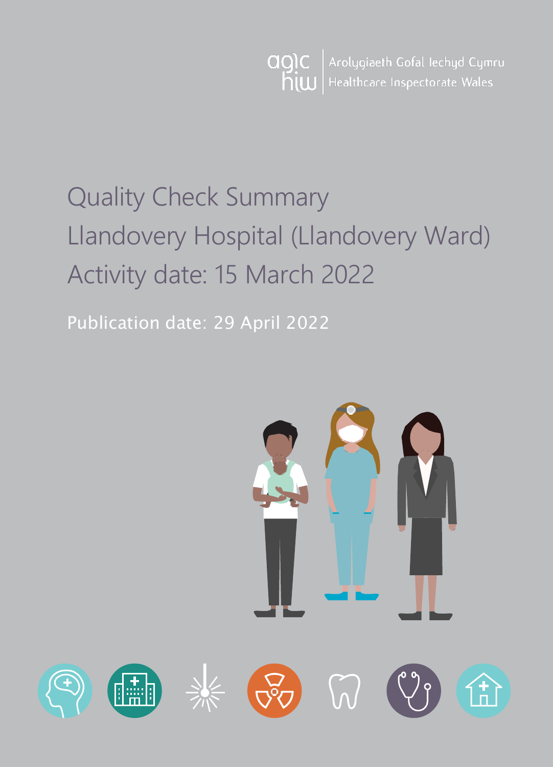Arolygiaeth Gofal Iechyd Cymru
Healthcare Inspectorate Wales

# Quality Check Summary
# Llandovery Hospital (Llandovery Ward)
# Activity date: 15 March 2022

Publication date: 29 April 2022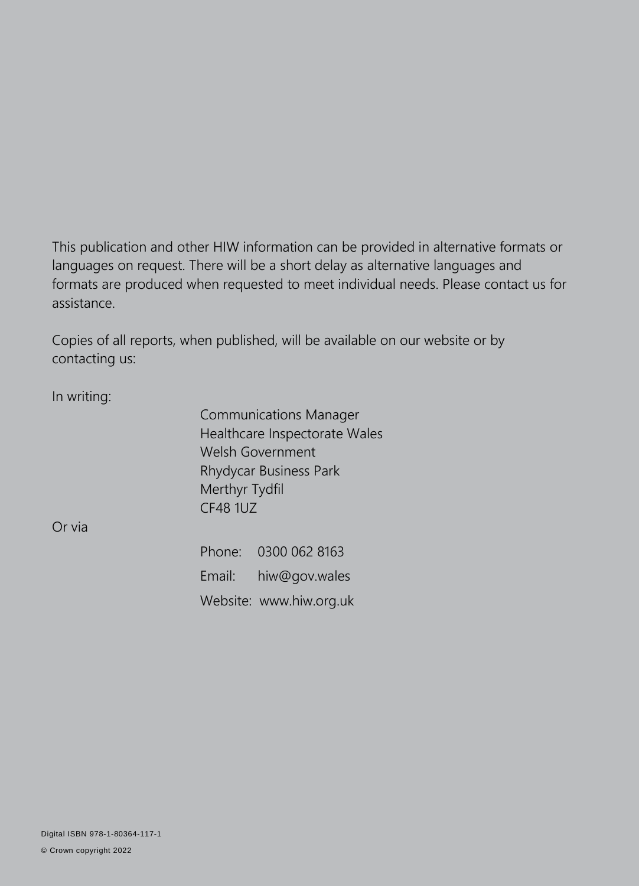This publication and other HIW information can be provided in alternative formats or languages on request. There will be a short delay as alternative languages and formats are produced when requested to meet individual needs. Please contact us for assistance.

Copies of all reports, when published, will be available on our website or by contacting us:

In writing:

Communications Manager
Healthcare Inspectorate Wales
Welsh Government
Rhydycar Business Park
Merthyr Tydfil
CF48 1UZ

Or via

Phone: 0300 062 8163

Email: hiw@gov.wales

Website: www.hiw.org.uk

Digital ISBN 978-1-80364-117-1

© Crown copyright 2022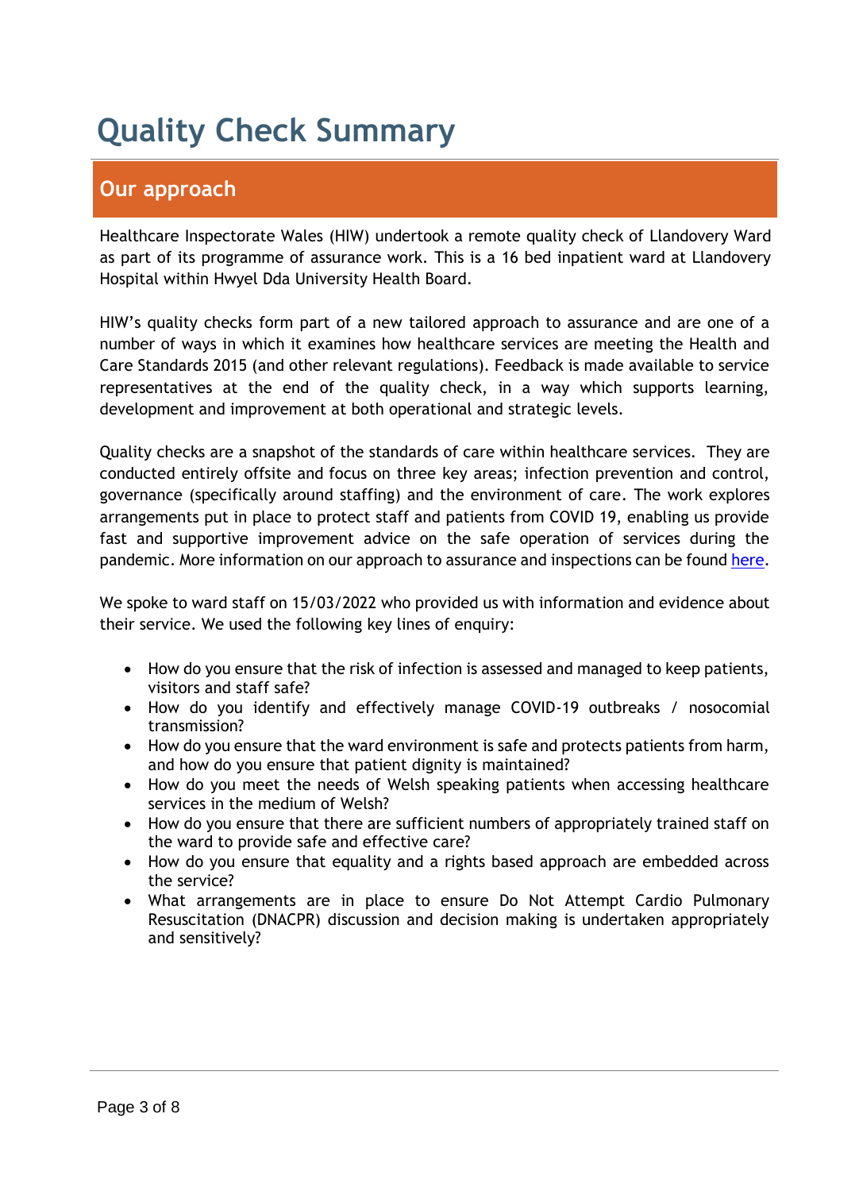# Quality Check Summary

## Our approach

Healthcare Inspectorate Wales (HIW) undertook a remote quality check of Llandovery Ward as part of its programme of assurance work. This is a 16 bed inpatient ward at Llandovery Hospital within Hwyel Dda University Health Board.

HIW's quality checks form part of a new tailored approach to assurance and are one of a number of ways in which it examines how healthcare services are meeting the Health and Care Standards 2015 (and other relevant regulations). Feedback is made available to service representatives at the end of the quality check, in a way which supports learning, development and improvement at both operational and strategic levels.

Quality checks are a snapshot of the standards of care within healthcare services. They are conducted entirely offsite and focus on three key areas; infection prevention and control, governance (specifically around staffing) and the environment of care. The work explores arrangements put in place to protect staff and patients from COVID 19, enabling us provide fast and supportive improvement advice on the safe operation of services during the pandemic. More information on our approach to assurance and inspections can be found here.

We spoke to ward staff on 15/03/2022 who provided us with information and evidence about their service. We used the following key lines of enquiry:

- How do you ensure that the risk of infection is assessed and managed to keep patients, visitors and staff safe?
- How do you identify and effectively manage COVID-19 outbreaks / nosocomial transmission?
- How do you ensure that the ward environment is safe and protects patients from harm, and how do you ensure that patient dignity is maintained?
- How do you meet the needs of Welsh speaking patients when accessing healthcare services in the medium of Welsh?
- How do you ensure that there are sufficient numbers of appropriately trained staff on the ward to provide safe and effective care?
- How do you ensure that equality and a rights based approach are embedded across the service?
- What arrangements are in place to ensure Do Not Attempt Cardio Pulmonary Resuscitation (DNACPR) discussion and decision making is undertaken appropriately and sensitively?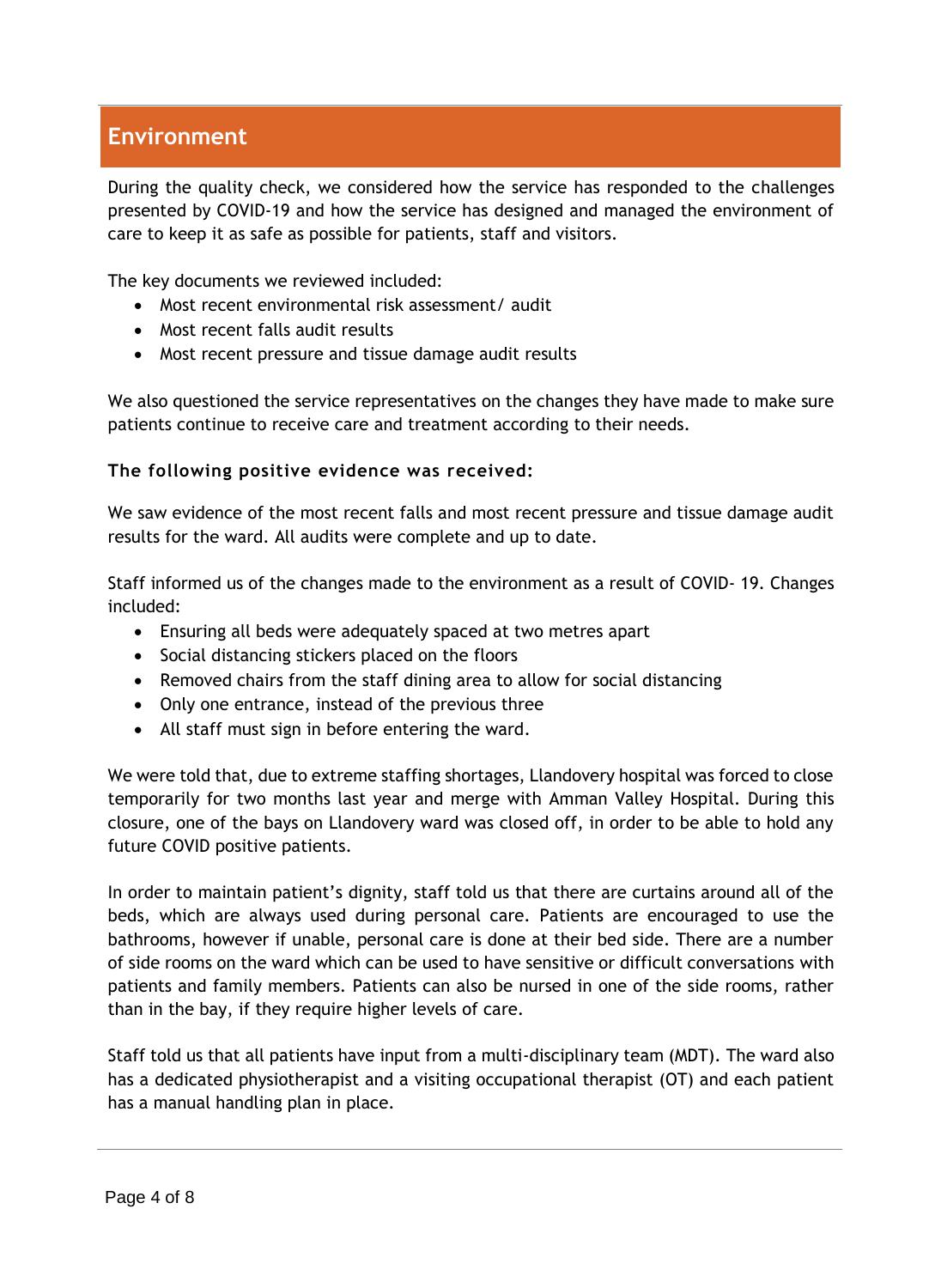## Environment

During the quality check, we considered how the service has responded to the challenges presented by COVID-19 and how the service has designed and managed the environment of care to keep it as safe as possible for patients, staff and visitors.

The key documents we reviewed included:

- Most recent environmental risk assessment/ audit
- Most recent falls audit results
- Most recent pressure and tissue damage audit results

We also questioned the service representatives on the changes they have made to make sure patients continue to receive care and treatment according to their needs.

**The following positive evidence was received:**

We saw evidence of the most recent falls and most recent pressure and tissue damage audit results for the ward. All audits were complete and up to date.

Staff informed us of the changes made to the environment as a result of COVID- 19. Changes included:

- Ensuring all beds were adequately spaced at two metres apart
- Social distancing stickers placed on the floors
- Removed chairs from the staff dining area to allow for social distancing
- Only one entrance, instead of the previous three
- All staff must sign in before entering the ward.

We were told that, due to extreme staffing shortages, Llandovery hospital was forced to close temporarily for two months last year and merge with Amman Valley Hospital. During this closure, one of the bays on Llandovery ward was closed off, in order to be able to hold any future COVID positive patients.

In order to maintain patient's dignity, staff told us that there are curtains around all of the beds, which are always used during personal care. Patients are encouraged to use the bathrooms, however if unable, personal care is done at their bed side. There are a number of side rooms on the ward which can be used to have sensitive or difficult conversations with patients and family members. Patients can also be nursed in one of the side rooms, rather than in the bay, if they require higher levels of care.

Staff told us that all patients have input from a multi-disciplinary team (MDT). The ward also has a dedicated physiotherapist and a visiting occupational therapist (OT) and each patient has a manual handling plan in place.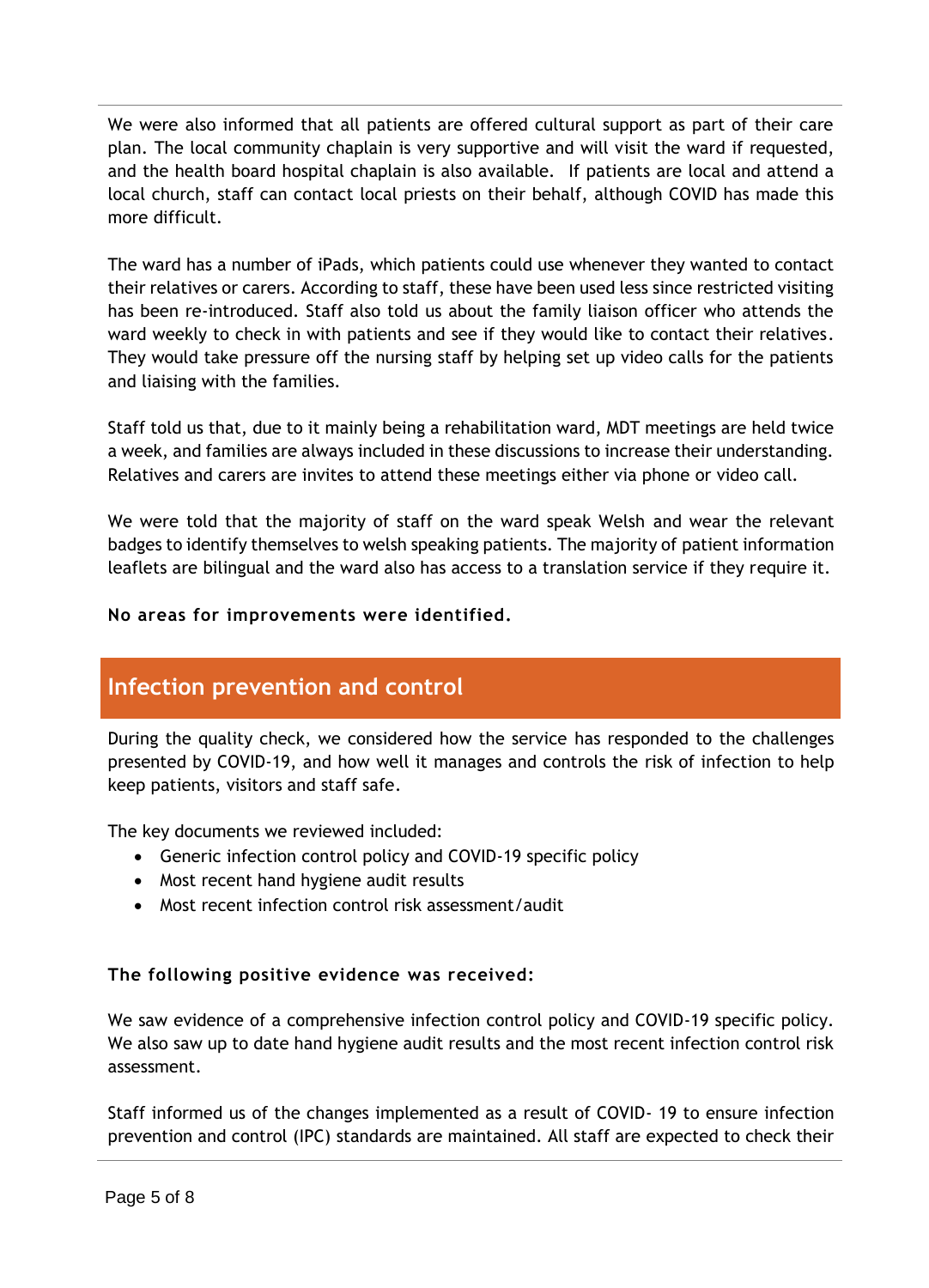We were also informed that all patients are offered cultural support as part of their care plan. The local community chaplain is very supportive and will visit the ward if requested, and the health board hospital chaplain is also available. If patients are local and attend a local church, staff can contact local priests on their behalf, although COVID has made this more difficult.

The ward has a number of iPads, which patients could use whenever they wanted to contact their relatives or carers. According to staff, these have been used less since restricted visiting has been re-introduced. Staff also told us about the family liaison officer who attends the ward weekly to check in with patients and see if they would like to contact their relatives. They would take pressure off the nursing staff by helping set up video calls for the patients and liaising with the families.

Staff told us that, due to it mainly being a rehabilitation ward, MDT meetings are held twice a week, and families are always included in these discussions to increase their understanding. Relatives and carers are invites to attend these meetings either via phone or video call.

We were told that the majority of staff on the ward speak Welsh and wear the relevant badges to identify themselves to welsh speaking patients. The majority of patient information leaflets are bilingual and the ward also has access to a translation service if they require it.

**No areas for improvements were identified.**

## Infection prevention and control

During the quality check, we considered how the service has responded to the challenges presented by COVID-19, and how well it manages and controls the risk of infection to help keep patients, visitors and staff safe.

The key documents we reviewed included:

- Generic infection control policy and COVID-19 specific policy
- Most recent hand hygiene audit results
- Most recent infection control risk assessment/audit

**The following positive evidence was received:**

We saw evidence of a comprehensive infection control policy and COVID-19 specific policy. We also saw up to date hand hygiene audit results and the most recent infection control risk assessment.

Staff informed us of the changes implemented as a result of COVID- 19 to ensure infection prevention and control (IPC) standards are maintained. All staff are expected to check their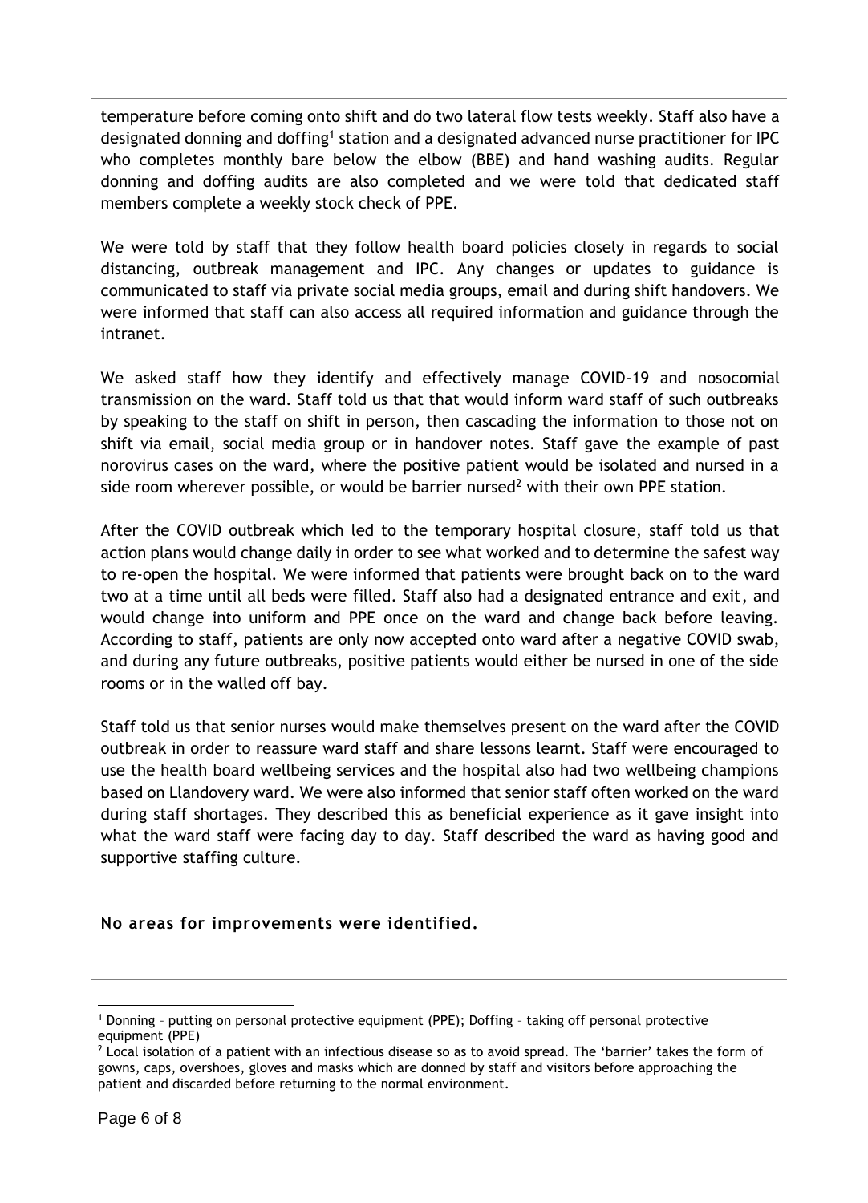temperature before coming onto shift and do two lateral flow tests weekly. Staff also have a designated donning and doffing[1] station and a designated advanced nurse practitioner for IPC who completes monthly bare below the elbow (BBE) and hand washing audits. Regular donning and doffing audits are also completed and we were told that dedicated staff members complete a weekly stock check of PPE.

We were told by staff that they follow health board policies closely in regards to social distancing, outbreak management and IPC. Any changes or updates to guidance is communicated to staff via private social media groups, email and during shift handovers. We were informed that staff can also access all required information and guidance through the intranet.

We asked staff how they identify and effectively manage COVID-19 and nosocomial transmission on the ward. Staff told us that that would inform ward staff of such outbreaks by speaking to the staff on shift in person, then cascading the information to those not on shift via email, social media group or in handover notes. Staff gave the example of past norovirus cases on the ward, where the positive patient would be isolated and nursed in a side room wherever possible, or would be barrier nursed[2] with their own PPE station.

After the COVID outbreak which led to the temporary hospital closure, staff told us that action plans would change daily in order to see what worked and to determine the safest way to re-open the hospital. We were informed that patients were brought back on to the ward two at a time until all beds were filled. Staff also had a designated entrance and exit, and would change into uniform and PPE once on the ward and change back before leaving. According to staff, patients are only now accepted onto ward after a negative COVID swab, and during any future outbreaks, positive patients would either be nursed in one of the side rooms or in the walled off bay.

Staff told us that senior nurses would make themselves present on the ward after the COVID outbreak in order to reassure ward staff and share lessons learnt. Staff were encouraged to use the health board wellbeing services and the hospital also had two wellbeing champions based on Llandovery ward. We were also informed that senior staff often worked on the ward during staff shortages. They described this as beneficial experience as it gave insight into what the ward staff were facing day to day. Staff described the ward as having good and supportive staffing culture.

**No areas for improvements were identified.**

---

[1] Donning – putting on personal protective equipment (PPE); Doffing – taking off personal protective equipment (PPE)

[2] Local isolation of a patient with an infectious disease so as to avoid spread. The 'barrier' takes the form of gowns, caps, overshoes, gloves and masks which are donned by staff and visitors before approaching the patient and discarded before returning to the normal environment.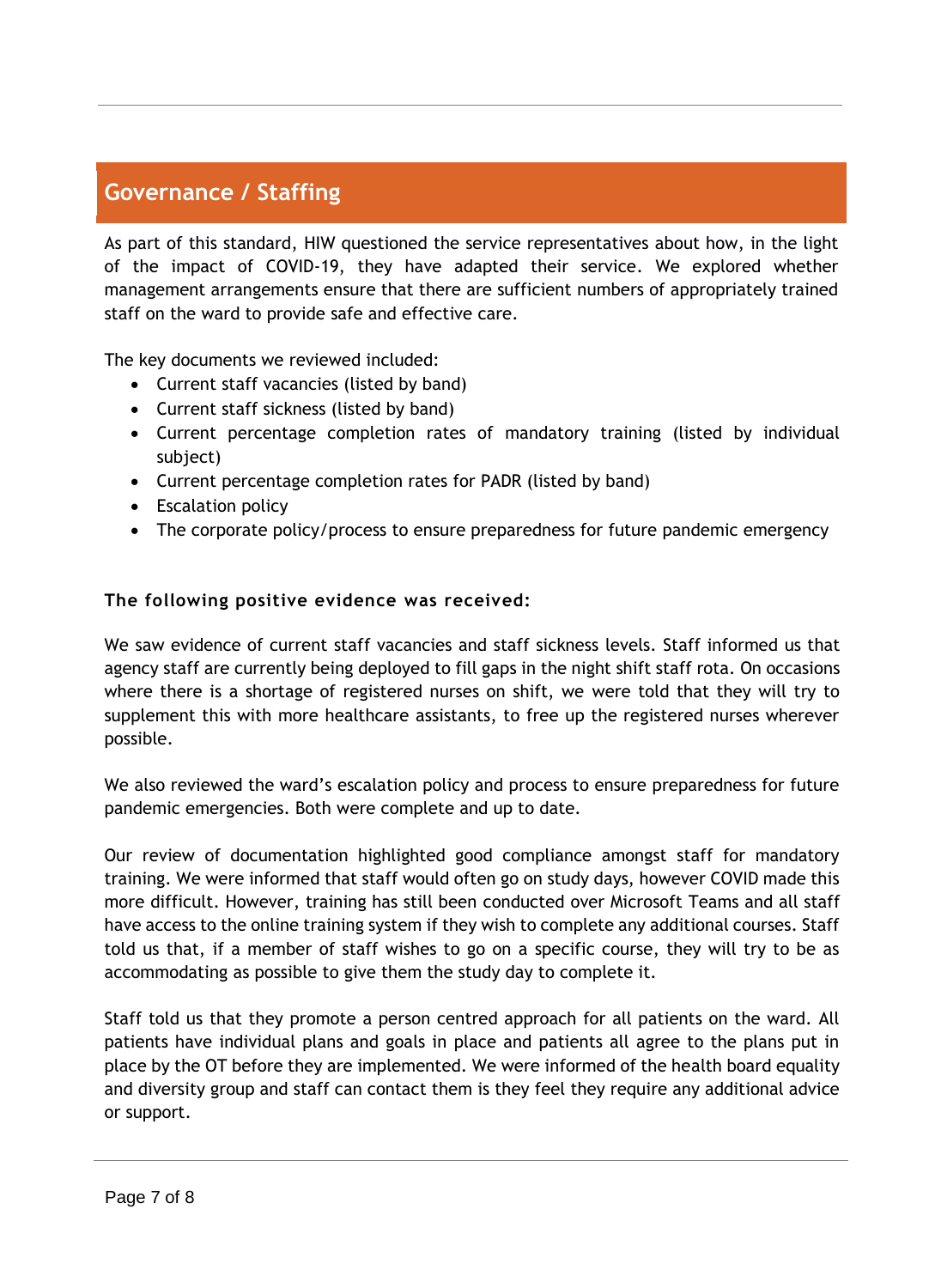## Governance / Staffing

As part of this standard, HIW questioned the service representatives about how, in the light of the impact of COVID-19, they have adapted their service. We explored whether management arrangements ensure that there are sufficient numbers of appropriately trained staff on the ward to provide safe and effective care.

The key documents we reviewed included:

- Current staff vacancies (listed by band)
- Current staff sickness (listed by band)
- Current percentage completion rates of mandatory training (listed by individual subject)
- Current percentage completion rates for PADR (listed by band)
- Escalation policy
- The corporate policy/process to ensure preparedness for future pandemic emergency

**The following positive evidence was received:**

We saw evidence of current staff vacancies and staff sickness levels. Staff informed us that agency staff are currently being deployed to fill gaps in the night shift staff rota. On occasions where there is a shortage of registered nurses on shift, we were told that they will try to supplement this with more healthcare assistants, to free up the registered nurses wherever possible.

We also reviewed the ward's escalation policy and process to ensure preparedness for future pandemic emergencies. Both were complete and up to date.

Our review of documentation highlighted good compliance amongst staff for mandatory training. We were informed that staff would often go on study days, however COVID made this more difficult. However, training has still been conducted over Microsoft Teams and all staff have access to the online training system if they wish to complete any additional courses. Staff told us that, if a member of staff wishes to go on a specific course, they will try to be as accommodating as possible to give them the study day to complete it.

Staff told us that they promote a person centred approach for all patients on the ward. All patients have individual plans and goals in place and patients all agree to the plans put in place by the OT before they are implemented. We were informed of the health board equality and diversity group and staff can contact them is they feel they require any additional advice or support.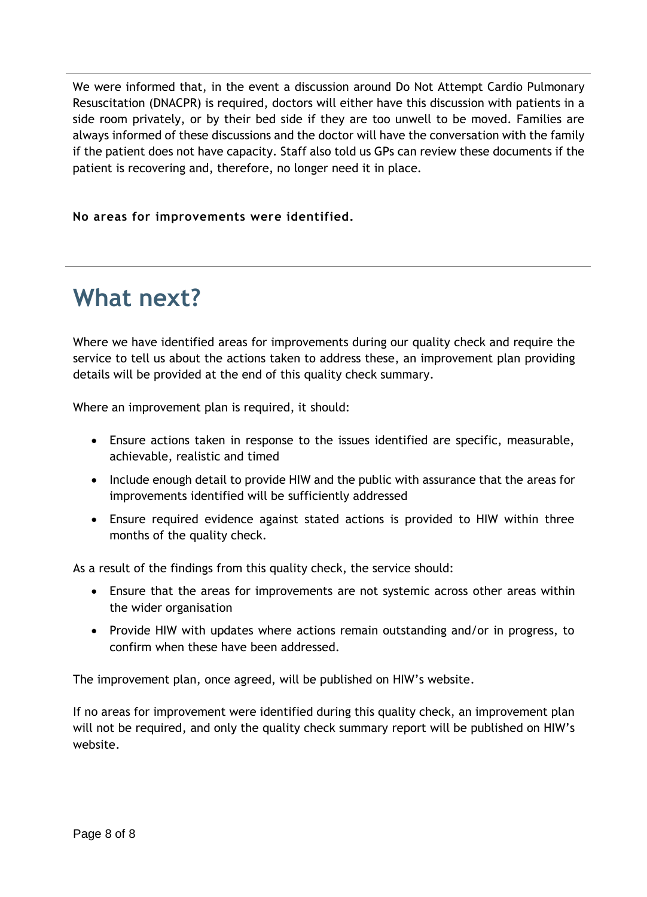We were informed that, in the event a discussion around Do Not Attempt Cardio Pulmonary Resuscitation (DNACPR) is required, doctors will either have this discussion with patients in a side room privately, or by their bed side if they are too unwell to be moved. Families are always informed of these discussions and the doctor will have the conversation with the family if the patient does not have capacity. Staff also told us GPs can review these documents if the patient is recovering and, therefore, no longer need it in place.

**No areas for improvements were identified.**

# What next?

Where we have identified areas for improvements during our quality check and require the service to tell us about the actions taken to address these, an improvement plan providing details will be provided at the end of this quality check summary.

Where an improvement plan is required, it should:

- Ensure actions taken in response to the issues identified are specific, measurable, achievable, realistic and timed
- Include enough detail to provide HIW and the public with assurance that the areas for improvements identified will be sufficiently addressed
- Ensure required evidence against stated actions is provided to HIW within three months of the quality check.

As a result of the findings from this quality check, the service should:

- Ensure that the areas for improvements are not systemic across other areas within the wider organisation
- Provide HIW with updates where actions remain outstanding and/or in progress, to confirm when these have been addressed.

The improvement plan, once agreed, will be published on HIW's website.

If no areas for improvement were identified during this quality check, an improvement plan will not be required, and only the quality check summary report will be published on HIW's website.